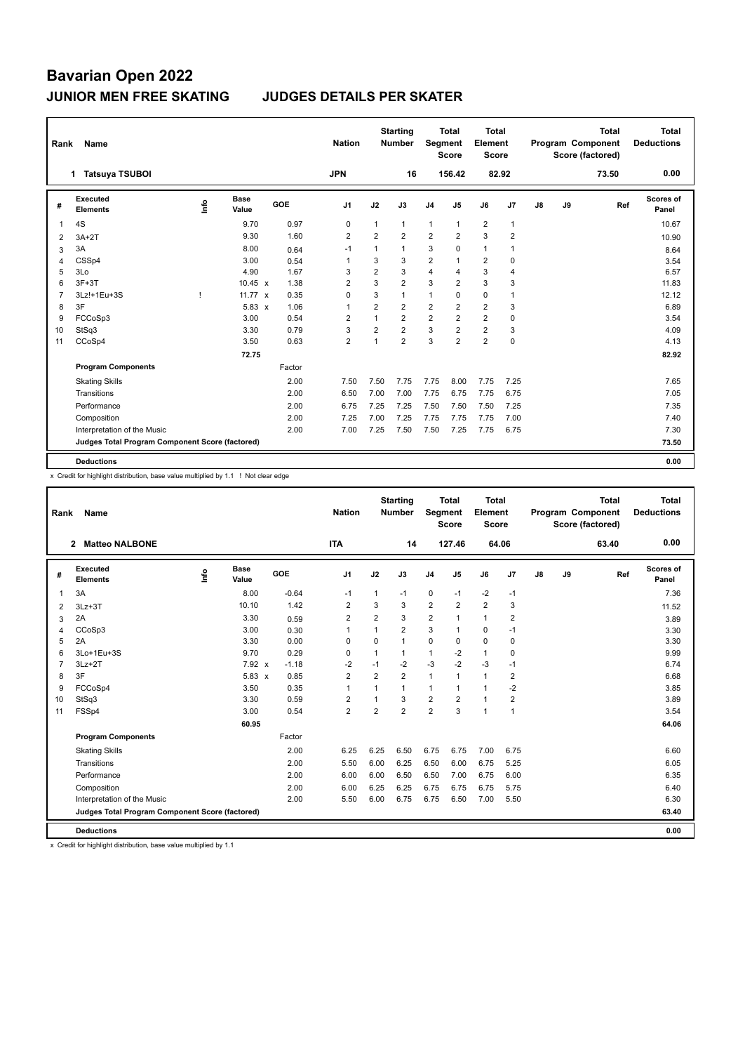# Bavarian Open 2022

## JUNIOR MEN FREE SKATING JUDGES DETAILS PER SKATER

| Rank | Name | Nation | Starting Number | Total Segment Score | Total Element Score | Total Program Component Score (factored) | Total Deductions |
|---|---|---|---|---|---|---|---|
| 1 | Tatsuya TSUBOI | JPN | 16 | 156.42 | 82.92 | 73.50 | 0.00 |

| # | Executed Elements | Info | Base Value | | GOE | J1 | J2 | J3 | J4 | J5 | J6 | J7 | J8 | J9 | Ref | Scores of Panel |
|---|---|---|---|---|---|---|---|---|---|---|---|---|---|---|---|---|
| 1 | 4S | | 9.70 | | 0.97 | 0 | 1 | 1 | 1 | 1 | 2 | 1 | | | | 10.67 |
| 2 | 3A+2T | | 9.30 | | 1.60 | 2 | 2 | 2 | 2 | 2 | 3 | 2 | | | | 10.90 |
| 3 | 3A | | 8.00 | | 0.64 | -1 | 1 | 1 | 3 | 0 | 1 | 1 | | | | 8.64 |
| 4 | CSSp4 | | 3.00 | | 0.54 | 1 | 3 | 3 | 2 | 1 | 2 | 0 | | | | 3.54 |
| 5 | 3Lo | | 4.90 | | 1.67 | 3 | 2 | 3 | 4 | 4 | 3 | 4 | | | | 6.57 |
| 6 | 3F+3T | | 10.45 | x | 1.38 | 2 | 3 | 2 | 3 | 2 | 3 | 3 | | | | 11.83 |
| 7 | 3Lz!+1Eu+3S | ! | 11.77 | x | 0.35 | 0 | 3 | 1 | 1 | 0 | 0 | 1 | | | | 12.12 |
| 8 | 3F | | 5.83 | x | 1.06 | 1 | 2 | 2 | 2 | 2 | 2 | 3 | | | | 6.89 |
| 9 | FCCoSp3 | | 3.00 | | 0.54 | 2 | 1 | 2 | 2 | 2 | 2 | 0 | | | | 3.54 |
| 10 | StSq3 | | 3.30 | | 0.79 | 3 | 2 | 2 | 3 | 2 | 2 | 3 | | | | 4.09 |
| 11 | CCoSp4 | | 3.50 | | 0.63 | 2 | 1 | 2 | 3 | 2 | 2 | 0 | | | | 4.13 |
| | | | 72.75 | | | | | | | | | | | | | 82.92 |
| | **Program Components** | | | | Factor | | | | | | | | | | | |
| | Skating Skills | | | | 2.00 | 7.50 | 7.50 | 7.75 | 7.75 | 8.00 | 7.75 | 7.25 | | | | 7.65 |
| | Transitions | | | | 2.00 | 6.50 | 7.00 | 7.00 | 7.75 | 6.75 | 7.75 | 6.75 | | | | 7.05 |
| | Performance | | | | 2.00 | 6.75 | 7.25 | 7.25 | 7.50 | 7.50 | 7.50 | 7.25 | | | | 7.35 |
| | Composition | | | | 2.00 | 7.25 | 7.00 | 7.25 | 7.75 | 7.75 | 7.75 | 7.00 | | | | 7.40 |
| | Interpretation of the Music | | | | 2.00 | 7.00 | 7.25 | 7.50 | 7.50 | 7.25 | 7.75 | 6.75 | | | | 7.30 |
| | **Judges Total Program Component Score (factored)** | | | | | | | | | | | | | | | 73.50 |
| | **Deductions** | | | | | | | | | | | | | | | 0.00 |

x Credit for highlight distribution, base value multiplied by 1.1 ! Not clear edge

| Rank | Name | Nation | Starting Number | Total Segment Score | Total Element Score | Total Program Component Score (factored) | Total Deductions |
|---|---|---|---|---|---|---|---|
| 2 | Matteo NALBONE | ITA | 14 | 127.46 | 64.06 | 63.40 | 0.00 |

| # | Executed Elements | Info | Base Value | | GOE | J1 | J2 | J3 | J4 | J5 | J6 | J7 | J8 | J9 | Ref | Scores of Panel |
|---|---|---|---|---|---|---|---|---|---|---|---|---|---|---|---|---|
| 1 | 3A | | 8.00 | | -0.64 | -1 | 1 | -1 | 0 | -1 | -2 | -1 | | | | 7.36 |
| 2 | 3Lz+3T | | 10.10 | | 1.42 | 2 | 3 | 3 | 2 | 2 | 2 | 3 | | | | 11.52 |
| 3 | 2A | | 3.30 | | 0.59 | 2 | 2 | 3 | 2 | 1 | 1 | 2 | | | | 3.89 |
| 4 | CCoSp3 | | 3.00 | | 0.30 | 1 | 1 | 2 | 3 | 1 | 0 | -1 | | | | 3.30 |
| 5 | 2A | | 3.30 | | 0.00 | 0 | 0 | 1 | 0 | 0 | 0 | 0 | | | | 3.30 |
| 6 | 3Lo+1Eu+3S | | 9.70 | | 0.29 | 0 | 1 | 1 | 1 | -2 | 1 | 0 | | | | 9.99 |
| 7 | 3Lz+2T | | 7.92 | x | -1.18 | -2 | -1 | -2 | -3 | -2 | -3 | -1 | | | | 6.74 |
| 8 | 3F | | 5.83 | x | 0.85 | 2 | 2 | 2 | 1 | 1 | 1 | 2 | | | | 6.68 |
| 9 | FCCoSp4 | | 3.50 | | 0.35 | 1 | 1 | 1 | 1 | 1 | 1 | -2 | | | | 3.85 |
| 10 | StSq3 | | 3.30 | | 0.59 | 2 | 1 | 3 | 2 | 2 | 1 | 2 | | | | 3.89 |
| 11 | FSSp4 | | 3.00 | | 0.54 | 2 | 2 | 2 | 2 | 3 | 1 | 1 | | | | 3.54 |
| | | | 60.95 | | | | | | | | | | | | | 64.06 |
| | **Program Components** | | | | Factor | | | | | | | | | | | |
| | Skating Skills | | | | 2.00 | 6.25 | 6.25 | 6.50 | 6.75 | 6.75 | 7.00 | 6.75 | | | | 6.60 |
| | Transitions | | | | 2.00 | 5.50 | 6.00 | 6.25 | 6.50 | 6.00 | 6.75 | 5.25 | | | | 6.05 |
| | Performance | | | | 2.00 | 6.00 | 6.00 | 6.50 | 6.50 | 7.00 | 6.75 | 6.00 | | | | 6.35 |
| | Composition | | | | 2.00 | 6.00 | 6.25 | 6.25 | 6.75 | 6.75 | 6.75 | 5.75 | | | | 6.40 |
| | Interpretation of the Music | | | | 2.00 | 5.50 | 6.00 | 6.75 | 6.75 | 6.50 | 7.00 | 5.50 | | | | 6.30 |
| | **Judges Total Program Component Score (factored)** | | | | | | | | | | | | | | | 63.40 |
| | **Deductions** | | | | | | | | | | | | | | | 0.00 |

x Credit for highlight distribution, base value multiplied by 1.1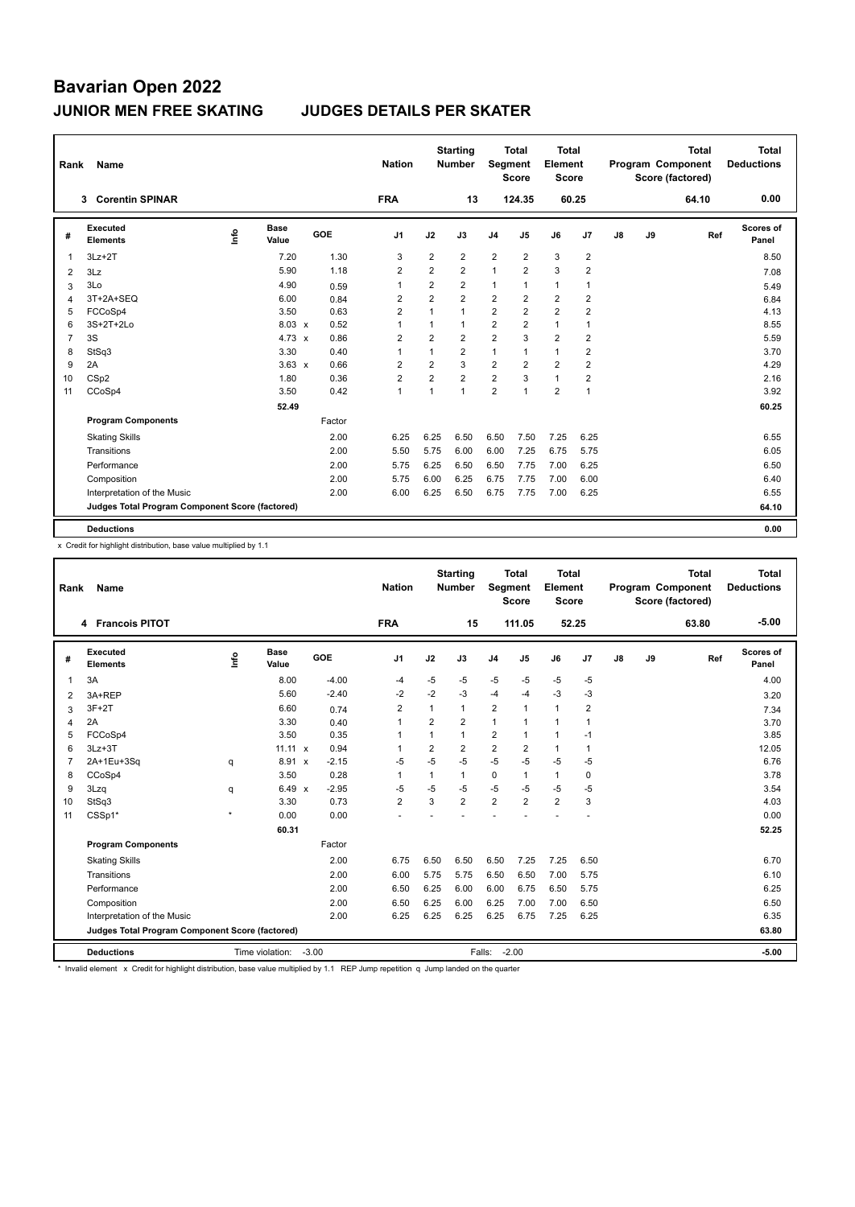# Bavarian Open 2022

## JUNIOR MEN FREE SKATING — JUDGES DETAILS PER SKATER

| Rank | Name | Nation | Starting Number | Total Segment Score | Total Element Score | Total Program Component Score (factored) | Total Deductions |
|---|---|---|---|---|---|---|---|
| 3 | Corentin SPINAR | FRA | 13 | 124.35 | 60.25 | 64.10 | 0.00 |

| # | Executed Elements | Info | Base Value | | GOE | J1 | J2 | J3 | J4 | J5 | J6 | J7 | J8 | J9 | Ref | Scores of Panel |
|---|---|---|---|---|---|---|---|---|---|---|---|---|---|---|---|---|
| 1 | 3Lz+2T | | 7.20 | | 1.30 | 3 | 2 | 2 | 2 | 2 | 3 | 2 | | | | 8.50 |
| 2 | 3Lz | | 5.90 | | 1.18 | 2 | 2 | 2 | 1 | 2 | 3 | 2 | | | | 7.08 |
| 3 | 3Lo | | 4.90 | | 0.59 | 1 | 2 | 2 | 1 | 1 | 1 | 1 | | | | 5.49 |
| 4 | 3T+2A+SEQ | | 6.00 | | 0.84 | 2 | 2 | 2 | 2 | 2 | 2 | 2 | | | | 6.84 |
| 5 | FCCoSp4 | | 3.50 | | 0.63 | 2 | 1 | 1 | 2 | 2 | 2 | 2 | | | | 4.13 |
| 6 | 3S+2T+2Lo | | 8.03 | x | 0.52 | 1 | 1 | 1 | 2 | 2 | 1 | 1 | | | | 8.55 |
| 7 | 3S | | 4.73 | x | 0.86 | 2 | 2 | 2 | 2 | 3 | 2 | 2 | | | | 5.59 |
| 8 | StSq3 | | 3.30 | | 0.40 | 1 | 1 | 2 | 1 | 1 | 1 | 2 | | | | 3.70 |
| 9 | 2A | | 3.63 | x | 0.66 | 2 | 2 | 3 | 2 | 2 | 2 | 2 | | | | 4.29 |
| 10 | CSp2 | | 1.80 | | 0.36 | 2 | 2 | 2 | 2 | 3 | 1 | 2 | | | | 2.16 |
| 11 | CCoSp4 | | 3.50 | | 0.42 | 1 | 1 | 1 | 2 | 1 | 2 | 1 | | | | 3.92 |
| | | | 52.49 | | | | | | | | | | | | | 60.25 |
| | **Program Components** | | | | Factor | | | | | | | | | | | |
| | Skating Skills | | | | 2.00 | 6.25 | 6.25 | 6.50 | 6.50 | 7.50 | 7.25 | 6.25 | | | | 6.55 |
| | Transitions | | | | 2.00 | 5.50 | 5.75 | 6.00 | 6.00 | 7.25 | 6.75 | 5.75 | | | | 6.05 |
| | Performance | | | | 2.00 | 5.75 | 6.25 | 6.50 | 6.50 | 7.75 | 7.00 | 6.25 | | | | 6.50 |
| | Composition | | | | 2.00 | 5.75 | 6.00 | 6.25 | 6.75 | 7.75 | 7.00 | 6.00 | | | | 6.40 |
| | Interpretation of the Music | | | | 2.00 | 6.00 | 6.25 | 6.50 | 6.75 | 7.75 | 7.00 | 6.25 | | | | 6.55 |
| | **Judges Total Program Component Score (factored)** | | | | | | | | | | | | | | | 64.10 |
| | **Deductions** | | | | | | | | | | | | | | | 0.00 |

x Credit for highlight distribution, base value multiplied by 1.1

| Rank | Name | Nation | Starting Number | Total Segment Score | Total Element Score | Total Program Component Score (factored) | Total Deductions |
|---|---|---|---|---|---|---|---|
| 4 | Francois PITOT | FRA | 15 | 111.05 | 52.25 | 63.80 | -5.00 |

| # | Executed Elements | Info | Base Value | | GOE | J1 | J2 | J3 | J4 | J5 | J6 | J7 | J8 | J9 | Ref | Scores of Panel |
|---|---|---|---|---|---|---|---|---|---|---|---|---|---|---|---|---|
| 1 | 3A | | 8.00 | | -4.00 | -4 | -5 | -5 | -5 | -5 | -5 | -5 | | | | 4.00 |
| 2 | 3A+REP | | 5.60 | | -2.40 | -2 | -2 | -3 | -4 | -4 | -3 | -3 | | | | 3.20 |
| 3 | 3F+2T | | 6.60 | | 0.74 | 2 | 1 | 1 | 2 | 1 | 1 | 2 | | | | 7.34 |
| 4 | 2A | | 3.30 | | 0.40 | 1 | 2 | 2 | 1 | 1 | 1 | 1 | | | | 3.70 |
| 5 | FCCoSp4 | | 3.50 | | 0.35 | 1 | 1 | 1 | 2 | 1 | 1 | -1 | | | | 3.85 |
| 6 | 3Lz+3T | | 11.11 | x | 0.94 | 1 | 2 | 2 | 2 | 2 | 1 | 1 | | | | 12.05 |
| 7 | 2A+1Eu+3Sq | q | 8.91 | x | -2.15 | -5 | -5 | -5 | -5 | -5 | -5 | -5 | | | | 6.76 |
| 8 | CCoSp4 | | 3.50 | | 0.28 | 1 | 1 | 1 | 0 | 1 | 1 | 0 | | | | 3.78 |
| 9 | 3Lzq | q | 6.49 | x | -2.95 | -5 | -5 | -5 | -5 | -5 | -5 | -5 | | | | 3.54 |
| 10 | StSq3 | | 3.30 | | 0.73 | 2 | 3 | 2 | 2 | 2 | 2 | 3 | | | | 4.03 |
| 11 | CSSp1* | * | 0.00 | | 0.00 | - | - | - | - | - | - | - | | | | 0.00 |
| | | | 60.31 | | | | | | | | | | | | | 52.25 |
| | **Program Components** | | | | Factor | | | | | | | | | | | |
| | Skating Skills | | | | 2.00 | 6.75 | 6.50 | 6.50 | 6.50 | 7.25 | 7.25 | 6.50 | | | | 6.70 |
| | Transitions | | | | 2.00 | 6.00 | 5.75 | 5.75 | 6.50 | 6.50 | 7.00 | 5.75 | | | | 6.10 |
| | Performance | | | | 2.00 | 6.50 | 6.25 | 6.00 | 6.00 | 6.75 | 6.50 | 5.75 | | | | 6.25 |
| | Composition | | | | 2.00 | 6.50 | 6.25 | 6.00 | 6.25 | 7.00 | 7.00 | 6.50 | | | | 6.50 |
| | Interpretation of the Music | | | | 2.00 | 6.25 | 6.25 | 6.25 | 6.25 | 6.75 | 7.25 | 6.25 | | | | 6.35 |
| | **Judges Total Program Component Score (factored)** | | | | | | | | | | | | | | | 63.80 |
| | **Deductions** | Time violation: -3.00 | | | | | | Falls: -2.00 | | | | | | | | -5.00 |

\* Invalid element x Credit for highlight distribution, base value multiplied by 1.1 REP Jump repetition q Jump landed on the quarter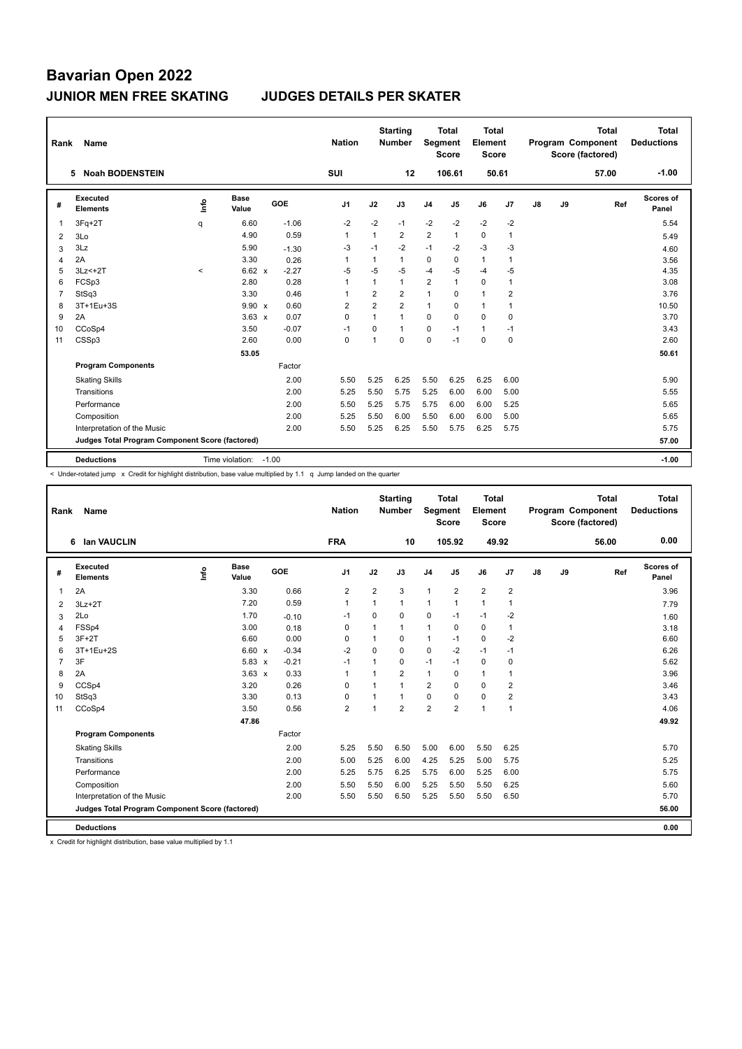# Bavarian Open 2022

## JUNIOR MEN FREE SKATING    JUDGES DETAILS PER SKATER

| Rank | Name | Nation | Starting Number | Total Segment Score | Total Element Score | Total Program Component Score (factored) | Total Deductions |
|---|---|---|---|---|---|---|---|
| 5 | Noah BODENSTEIN | SUI | 12 | 106.61 | 50.61 | 57.00 | -1.00 |

| # | Executed Elements | Info | Base Value | | GOE | J1 | J2 | J3 | J4 | J5 | J6 | J7 | J8 | J9 | Ref | Scores of Panel |
|---|---|---|---|---|---|---|---|---|---|---|---|---|---|---|---|---|
| 1 | 3Fq+2T | q | 6.60 | | -1.06 | -2 | -2 | -1 | -2 | -2 | -2 | -2 | | | | 5.54 |
| 2 | 3Lo | | 4.90 | | 0.59 | 1 | 1 | 2 | 2 | 1 | 0 | 1 | | | | 5.49 |
| 3 | 3Lz | | 5.90 | | -1.30 | -3 | -1 | -2 | -1 | -2 | -3 | -3 | | | | 4.60 |
| 4 | 2A | | 3.30 | | 0.26 | 1 | 1 | 1 | 0 | 0 | 1 | 1 | | | | 3.56 |
| 5 | 3Lz<+2T | < | 6.62 | x | -2.27 | -5 | -5 | -5 | -4 | -5 | -4 | -5 | | | | 4.35 |
| 6 | FCSp3 | | 2.80 | | 0.28 | 1 | 1 | 1 | 2 | 1 | 0 | 1 | | | | 3.08 |
| 7 | StSq3 | | 3.30 | | 0.46 | 1 | 2 | 2 | 1 | 0 | 1 | 2 | | | | 3.76 |
| 8 | 3T+1Eu+3S | | 9.90 | x | 0.60 | 2 | 2 | 2 | 1 | 0 | 1 | 1 | | | | 10.50 |
| 9 | 2A | | 3.63 | x | 0.07 | 0 | 1 | 1 | 0 | 0 | 0 | 0 | | | | 3.70 |
| 10 | CCoSp4 | | 3.50 | | -0.07 | -1 | 0 | 1 | 0 | -1 | 1 | -1 | | | | 3.43 |
| 11 | CSSp3 | | 2.60 | | 0.00 | 0 | 1 | 0 | 0 | -1 | 0 | 0 | | | | 2.60 |
| | | | 53.05 | | | | | | | | | | | | | 50.61 |
| | **Program Components** | | | | Factor | | | | | | | | | | | |
| | Skating Skills | | | | 2.00 | 5.50 | 5.25 | 6.25 | 5.50 | 6.25 | 6.25 | 6.00 | | | | 5.90 |
| | Transitions | | | | 2.00 | 5.25 | 5.50 | 5.75 | 5.25 | 6.00 | 6.00 | 5.00 | | | | 5.55 |
| | Performance | | | | 2.00 | 5.50 | 5.25 | 5.75 | 5.75 | 6.00 | 6.00 | 5.25 | | | | 5.65 |
| | Composition | | | | 2.00 | 5.25 | 5.50 | 6.00 | 5.50 | 6.00 | 6.00 | 5.00 | | | | 5.65 |
| | Interpretation of the Music | | | | 2.00 | 5.50 | 5.25 | 6.25 | 5.50 | 5.75 | 6.25 | 5.75 | | | | 5.75 |
| | **Judges Total Program Component Score (factored)** | | | | | | | | | | | | | | | 57.00 |
| | **Deductions** | | Time violation: | | -1.00 | | | | | | | | | | | -1.00 |

< Under-rotated jump x Credit for highlight distribution, base value multiplied by 1.1 q Jump landed on the quarter

| Rank | Name | Nation | Starting Number | Total Segment Score | Total Element Score | Total Program Component Score (factored) | Total Deductions |
|---|---|---|---|---|---|---|---|
| 6 | Ian VAUCLIN | FRA | 10 | 105.92 | 49.92 | 56.00 | 0.00 |

| # | Executed Elements | Info | Base Value | | GOE | J1 | J2 | J3 | J4 | J5 | J6 | J7 | J8 | J9 | Ref | Scores of Panel |
|---|---|---|---|---|---|---|---|---|---|---|---|---|---|---|---|---|
| 1 | 2A | | 3.30 | | 0.66 | 2 | 2 | 3 | 1 | 2 | 2 | 2 | | | | 3.96 |
| 2 | 3Lz+2T | | 7.20 | | 0.59 | 1 | 1 | 1 | 1 | 1 | 1 | 1 | | | | 7.79 |
| 3 | 2Lo | | 1.70 | | -0.10 | -1 | 0 | 0 | 0 | -1 | -1 | -2 | | | | 1.60 |
| 4 | FSSp4 | | 3.00 | | 0.18 | 0 | 1 | 1 | 1 | 0 | 0 | 1 | | | | 3.18 |
| 5 | 3F+2T | | 6.60 | | 0.00 | 0 | 1 | 0 | 1 | -1 | 0 | -2 | | | | 6.60 |
| 6 | 3T+1Eu+2S | | 6.60 | x | -0.34 | -2 | 0 | 0 | 0 | -2 | -1 | -1 | | | | 6.26 |
| 7 | 3F | | 5.83 | x | -0.21 | -1 | 1 | 0 | -1 | -1 | 0 | 0 | | | | 5.62 |
| 8 | 2A | | 3.63 | x | 0.33 | 1 | 1 | 2 | 1 | 0 | 1 | 1 | | | | 3.96 |
| 9 | CCSp4 | | 3.20 | | 0.26 | 0 | 1 | 1 | 2 | 0 | 0 | 2 | | | | 3.46 |
| 10 | StSq3 | | 3.30 | | 0.13 | 0 | 1 | 1 | 0 | 0 | 0 | 2 | | | | 3.43 |
| 11 | CCoSp4 | | 3.50 | | 0.56 | 2 | 1 | 2 | 2 | 2 | 1 | 1 | | | | 4.06 |
| | | | 47.86 | | | | | | | | | | | | | 49.92 |
| | **Program Components** | | | | Factor | | | | | | | | | | | |
| | Skating Skills | | | | 2.00 | 5.25 | 5.50 | 6.50 | 5.00 | 6.00 | 5.50 | 6.25 | | | | 5.70 |
| | Transitions | | | | 2.00 | 5.00 | 5.25 | 6.00 | 4.25 | 5.25 | 5.00 | 5.75 | | | | 5.25 |
| | Performance | | | | 2.00 | 5.25 | 5.75 | 6.25 | 5.75 | 6.00 | 5.25 | 6.00 | | | | 5.75 |
| | Composition | | | | 2.00 | 5.50 | 5.50 | 6.00 | 5.25 | 5.50 | 5.50 | 6.25 | | | | 5.60 |
| | Interpretation of the Music | | | | 2.00 | 5.50 | 5.50 | 6.50 | 5.25 | 5.50 | 5.50 | 6.50 | | | | 5.70 |
| | **Judges Total Program Component Score (factored)** | | | | | | | | | | | | | | | 56.00 |
| | **Deductions** | | | | | | | | | | | | | | | 0.00 |

x Credit for highlight distribution, base value multiplied by 1.1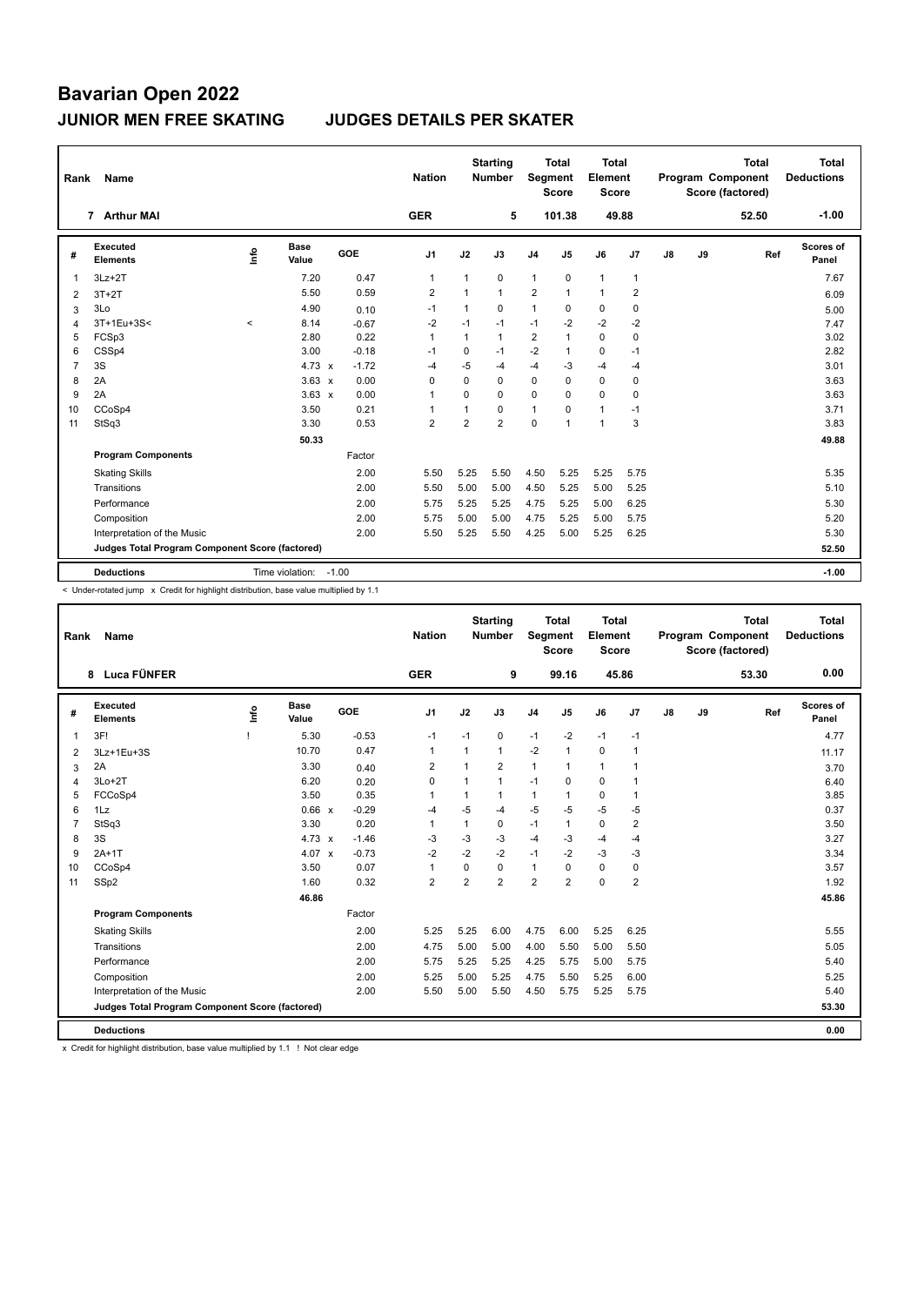# Bavarian Open 2022

## JUNIOR MEN FREE SKATING JUDGES DETAILS PER SKATER

| Rank | Name | Nation | Starting Number | Total Segment Score | Total Element Score | Total Program Component Score (factored) | Total Deductions |
|---|---|---|---|---|---|---|---|
| 7 | Arthur MAI | GER | 5 | 101.38 | 49.88 | 52.50 | -1.00 |

| # | Executed Elements | Info | Base Value | | GOE | J1 | J2 | J3 | J4 | J5 | J6 | J7 | J8 | J9 | Ref | Scores of Panel |
|---|---|---|---|---|---|---|---|---|---|---|---|---|---|---|---|---|
| 1 | 3Lz+2T | | 7.20 | | 0.47 | 1 | 1 | 0 | 1 | 0 | 1 | 1 | | | | 7.67 |
| 2 | 3T+2T | | 5.50 | | 0.59 | 2 | 1 | 1 | 2 | 1 | 1 | 2 | | | | 6.09 |
| 3 | 3Lo | | 4.90 | | 0.10 | -1 | 1 | 0 | 1 | 0 | 0 | 0 | | | | 5.00 |
| 4 | 3T+1Eu+3S< | < | 8.14 | | -0.67 | -2 | -1 | -1 | -1 | -2 | -2 | -2 | | | | 7.47 |
| 5 | FCSp3 | | 2.80 | | 0.22 | 1 | 1 | 1 | 2 | 1 | 0 | 0 | | | | 3.02 |
| 6 | CSSp4 | | 3.00 | | -0.18 | -1 | 0 | -1 | -2 | 1 | 0 | -1 | | | | 2.82 |
| 7 | 3S | | 4.73 | x | -1.72 | -4 | -5 | -4 | -4 | -3 | -4 | -4 | | | | 3.01 |
| 8 | 2A | | 3.63 | x | 0.00 | 0 | 0 | 0 | 0 | 0 | 0 | 0 | | | | 3.63 |
| 9 | 2A | | 3.63 | x | 0.00 | 1 | 0 | 0 | 0 | 0 | 0 | 0 | | | | 3.63 |
| 10 | CCoSp4 | | 3.50 | | 0.21 | 1 | 1 | 0 | 1 | 0 | 1 | -1 | | | | 3.71 |
| 11 | StSq3 | | 3.30 | | 0.53 | 2 | 2 | 2 | 0 | 1 | 1 | 3 | | | | 3.83 |
| | | | 50.33 | | | | | | | | | | | | | 49.88 |
| | **Program Components** | | | | Factor | | | | | | | | | | | |
| | Skating Skills | | | | 2.00 | 5.50 | 5.25 | 5.50 | 4.50 | 5.25 | 5.25 | 5.75 | | | | 5.35 |
| | Transitions | | | | 2.00 | 5.50 | 5.00 | 5.00 | 4.50 | 5.25 | 5.00 | 5.25 | | | | 5.10 |
| | Performance | | | | 2.00 | 5.75 | 5.25 | 5.25 | 4.75 | 5.25 | 5.00 | 6.25 | | | | 5.30 |
| | Composition | | | | 2.00 | 5.75 | 5.00 | 5.00 | 4.75 | 5.25 | 5.00 | 5.75 | | | | 5.20 |
| | Interpretation of the Music | | | | 2.00 | 5.50 | 5.25 | 5.50 | 4.25 | 5.00 | 5.25 | 6.25 | | | | 5.30 |
| | **Judges Total Program Component Score (factored)** | | | | | | | | | | | | | | | 52.50 |
| | **Deductions** | | Time violation: | | -1.00 | | | | | | | | | | | -1.00 |

< Under-rotated jump x Credit for highlight distribution, base value multiplied by 1.1

| Rank | Name | Nation | Starting Number | Total Segment Score | Total Element Score | Total Program Component Score (factored) | Total Deductions |
|---|---|---|---|---|---|---|---|
| 8 | Luca FÜNFER | GER | 9 | 99.16 | 45.86 | 53.30 | 0.00 |

| # | Executed Elements | Info | Base Value | | GOE | J1 | J2 | J3 | J4 | J5 | J6 | J7 | J8 | J9 | Ref | Scores of Panel |
|---|---|---|---|---|---|---|---|---|---|---|---|---|---|---|---|---|
| 1 | 3F! | ! | 5.30 | | -0.53 | -1 | -1 | 0 | -1 | -2 | -1 | -1 | | | | 4.77 |
| 2 | 3Lz+1Eu+3S | | 10.70 | | 0.47 | 1 | 1 | 1 | -2 | 1 | 0 | 1 | | | | 11.17 |
| 3 | 2A | | 3.30 | | 0.40 | 2 | 1 | 2 | 1 | 1 | 1 | 1 | | | | 3.70 |
| 4 | 3Lo+2T | | 6.20 | | 0.20 | 0 | 1 | 1 | -1 | 0 | 0 | 1 | | | | 6.40 |
| 5 | FCCoSp4 | | 3.50 | | 0.35 | 1 | 1 | 1 | 1 | 1 | 0 | 1 | | | | 3.85 |
| 6 | 1Lz | | 0.66 | x | -0.29 | -4 | -5 | -4 | -5 | -5 | -5 | -5 | | | | 0.37 |
| 7 | StSq3 | | 3.30 | | 0.20 | 1 | 1 | 0 | -1 | 1 | 0 | 2 | | | | 3.50 |
| 8 | 3S | | 4.73 | x | -1.46 | -3 | -3 | -3 | -4 | -3 | -4 | -4 | | | | 3.27 |
| 9 | 2A+1T | | 4.07 | x | -0.73 | -2 | -2 | -2 | -1 | -2 | -3 | -3 | | | | 3.34 |
| 10 | CCoSp4 | | 3.50 | | 0.07 | 1 | 0 | 0 | 1 | 0 | 0 | 0 | | | | 3.57 |
| 11 | SSp2 | | 1.60 | | 0.32 | 2 | 2 | 2 | 2 | 2 | 0 | 2 | | | | 1.92 |
| | | | 46.86 | | | | | | | | | | | | | 45.86 |
| | **Program Components** | | | | Factor | | | | | | | | | | | |
| | Skating Skills | | | | 2.00 | 5.25 | 5.25 | 6.00 | 4.75 | 6.00 | 5.25 | 6.25 | | | | 5.55 |
| | Transitions | | | | 2.00 | 4.75 | 5.00 | 5.00 | 4.00 | 5.50 | 5.00 | 5.50 | | | | 5.05 |
| | Performance | | | | 2.00 | 5.75 | 5.25 | 5.25 | 4.25 | 5.75 | 5.00 | 5.75 | | | | 5.40 |
| | Composition | | | | 2.00 | 5.25 | 5.00 | 5.25 | 4.75 | 5.50 | 5.25 | 6.00 | | | | 5.25 |
| | Interpretation of the Music | | | | 2.00 | 5.50 | 5.00 | 5.50 | 4.50 | 5.75 | 5.25 | 5.75 | | | | 5.40 |
| | **Judges Total Program Component Score (factored)** | | | | | | | | | | | | | | | 53.30 |
| | **Deductions** | | | | | | | | | | | | | | | 0.00 |

x Credit for highlight distribution, base value multiplied by 1.1 ! Not clear edge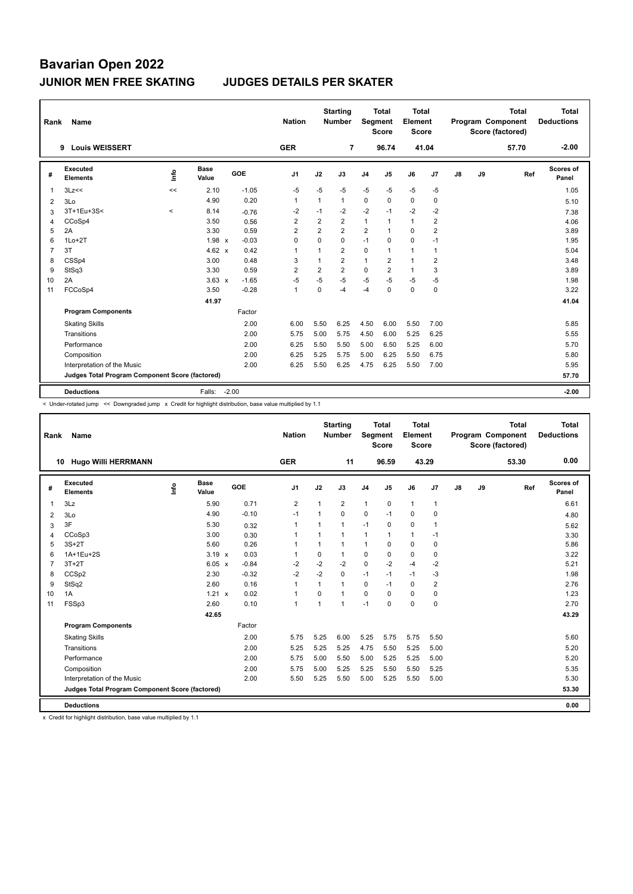# Bavarian Open 2022

## JUNIOR MEN FREE SKATING JUDGES DETAILS PER SKATER

| Rank | Name | Nation | Starting Number | Total Segment Score | Total Element Score | Total Program Component Score (factored) | Total Deductions |
|---|---|---|---|---|---|---|---|
| 9 | Louis WEISSERT | GER | 7 | 96.74 | 41.04 | 57.70 | -2.00 |

| # | Executed Elements | Info | Base Value | | GOE | J1 | J2 | J3 | J4 | J5 | J6 | J7 | J8 | J9 | Ref | Scores of Panel |
|---|---|---|---|---|---|---|---|---|---|---|---|---|---|---|---|---|
| 1 | 3Lz<< | << | 2.10 | | -1.05 | -5 | -5 | -5 | -5 | -5 | -5 | -5 | | | | 1.05 |
| 2 | 3Lo | | 4.90 | | 0.20 | 1 | 1 | 1 | 0 | 0 | 0 | 0 | | | | 5.10 |
| 3 | 3T+1Eu+3S< | < | 8.14 | | -0.76 | -2 | -1 | -2 | -2 | -1 | -2 | -2 | | | | 7.38 |
| 4 | CCoSp4 | | 3.50 | | 0.56 | 2 | 2 | 2 | 1 | 1 | 1 | 2 | | | | 4.06 |
| 5 | 2A | | 3.30 | | 0.59 | 2 | 2 | 2 | 2 | 1 | 0 | 2 | | | | 3.89 |
| 6 | 1Lo+2T | | 1.98 | x | -0.03 | 0 | 0 | 0 | -1 | 0 | 0 | -1 | | | | 1.95 |
| 7 | 3T | | 4.62 | x | 0.42 | 1 | 1 | 2 | 0 | 1 | 1 | 1 | | | | 5.04 |
| 8 | CSSp4 | | 3.00 | | 0.48 | 3 | 1 | 2 | 1 | 2 | 1 | 2 | | | | 3.48 |
| 9 | StSq3 | | 3.30 | | 0.59 | 2 | 2 | 2 | 0 | 2 | 1 | 3 | | | | 3.89 |
| 10 | 2A | | 3.63 | x | -1.65 | -5 | -5 | -5 | -5 | -5 | -5 | -5 | | | | 1.98 |
| 11 | FCCoSp4 | | 3.50 | | -0.28 | 1 | 0 | -4 | -4 | 0 | 0 | 0 | | | | 3.22 |
| | | | 41.97 | | | | | | | | | | | | | 41.04 |
| | **Program Components** | | | | Factor | | | | | | | | | | | |
| | Skating Skills | | | | 2.00 | 6.00 | 5.50 | 6.25 | 4.50 | 6.00 | 5.50 | 7.00 | | | | 5.85 |
| | Transitions | | | | 2.00 | 5.75 | 5.00 | 5.75 | 4.50 | 6.00 | 5.25 | 6.25 | | | | 5.55 |
| | Performance | | | | 2.00 | 6.25 | 5.50 | 5.50 | 5.00 | 6.50 | 5.25 | 6.00 | | | | 5.70 |
| | Composition | | | | 2.00 | 6.25 | 5.25 | 5.75 | 5.00 | 6.25 | 5.50 | 6.75 | | | | 5.80 |
| | Interpretation of the Music | | | | 2.00 | 6.25 | 5.50 | 6.25 | 4.75 | 6.25 | 5.50 | 7.00 | | | | 5.95 |
| | **Judges Total Program Component Score (factored)** | | | | | | | | | | | | | | | 57.70 |
| | **Deductions** | | Falls: | | -2.00 | | | | | | | | | | | -2.00 |

< Under-rotated jump << Downgraded jump x Credit for highlight distribution, base value multiplied by 1.1

| Rank | Name | Nation | Starting Number | Total Segment Score | Total Element Score | Total Program Component Score (factored) | Total Deductions |
|---|---|---|---|---|---|---|---|
| 10 | Hugo Willi HERRMANN | GER | 11 | 96.59 | 43.29 | 53.30 | 0.00 |

| # | Executed Elements | Info | Base Value | | GOE | J1 | J2 | J3 | J4 | J5 | J6 | J7 | J8 | J9 | Ref | Scores of Panel |
|---|---|---|---|---|---|---|---|---|---|---|---|---|---|---|---|---|
| 1 | 3Lz | | 5.90 | | 0.71 | 2 | 1 | 2 | 1 | 0 | 1 | 1 | | | | 6.61 |
| 2 | 3Lo | | 4.90 | | -0.10 | -1 | 1 | 0 | 0 | -1 | 0 | 0 | | | | 4.80 |
| 3 | 3F | | 5.30 | | 0.32 | 1 | 1 | 1 | -1 | 0 | 0 | 1 | | | | 5.62 |
| 4 | CCoSp3 | | 3.00 | | 0.30 | 1 | 1 | 1 | 1 | 1 | 1 | -1 | | | | 3.30 |
| 5 | 3S+2T | | 5.60 | | 0.26 | 1 | 1 | 1 | 1 | 0 | 0 | 0 | | | | 5.86 |
| 6 | 1A+1Eu+2S | | 3.19 | x | 0.03 | 1 | 0 | 1 | 0 | 0 | 0 | 0 | | | | 3.22 |
| 7 | 3T+2T | | 6.05 | x | -0.84 | -2 | -2 | -2 | 0 | -2 | -4 | -2 | | | | 5.21 |
| 8 | CCSp2 | | 2.30 | | -0.32 | -2 | -2 | 0 | -1 | -1 | -1 | -3 | | | | 1.98 |
| 9 | StSq2 | | 2.60 | | 0.16 | 1 | 1 | 1 | 0 | -1 | 0 | 2 | | | | 2.76 |
| 10 | 1A | | 1.21 | x | 0.02 | 1 | 0 | 1 | 0 | 0 | 0 | 0 | | | | 1.23 |
| 11 | FSSp3 | | 2.60 | | 0.10 | 1 | 1 | 1 | -1 | 0 | 0 | 0 | | | | 2.70 |
| | | | 42.65 | | | | | | | | | | | | | 43.29 |
| | **Program Components** | | | | Factor | | | | | | | | | | | |
| | Skating Skills | | | | 2.00 | 5.75 | 5.25 | 6.00 | 5.25 | 5.75 | 5.75 | 5.50 | | | | 5.60 |
| | Transitions | | | | 2.00 | 5.25 | 5.25 | 5.25 | 4.75 | 5.50 | 5.25 | 5.00 | | | | 5.20 |
| | Performance | | | | 2.00 | 5.75 | 5.00 | 5.50 | 5.00 | 5.25 | 5.25 | 5.00 | | | | 5.20 |
| | Composition | | | | 2.00 | 5.75 | 5.00 | 5.25 | 5.25 | 5.50 | 5.50 | 5.25 | | | | 5.35 |
| | Interpretation of the Music | | | | 2.00 | 5.50 | 5.25 | 5.50 | 5.00 | 5.25 | 5.50 | 5.00 | | | | 5.30 |
| | **Judges Total Program Component Score (factored)** | | | | | | | | | | | | | | | 53.30 |
| | **Deductions** | | | | | | | | | | | | | | | 0.00 |

x Credit for highlight distribution, base value multiplied by 1.1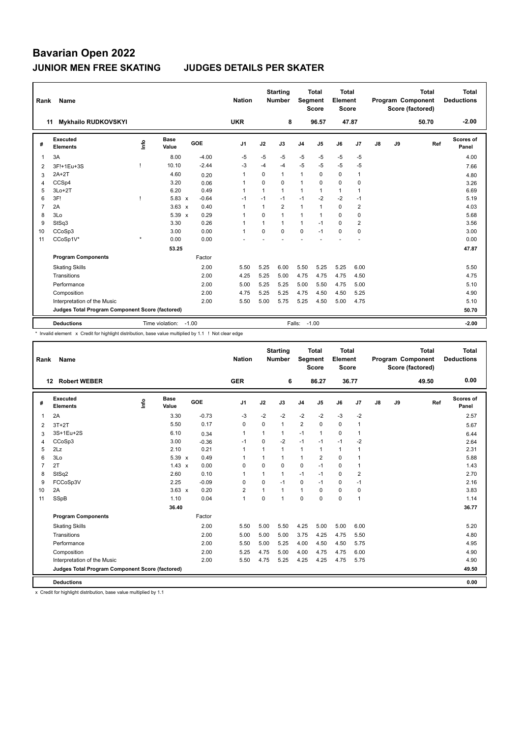# Bavarian Open 2022

## JUNIOR MEN FREE SKATING    JUDGES DETAILS PER SKATER

| Rank | Name | Nation | Starting Number | Total Segment Score | Total Element Score | Total Program Component Score (factored) | Total Deductions |
|---|---|---|---|---|---|---|---|
| 11 | Mykhailo RUDKOVSKYI | UKR | 8 | 96.57 | 47.87 | 50.70 | -2.00 |

| # | Executed Elements | Info | Base Value | | GOE | J1 | J2 | J3 | J4 | J5 | J6 | J7 | J8 | J9 | Ref | Scores of Panel |
|---|---|---|---|---|---|---|---|---|---|---|---|---|---|---|---|---|
| 1 | 3A | | 8.00 | | -4.00 | -5 | -5 | -5 | -5 | -5 | -5 | -5 | | | | 4.00 |
| 2 | 3F!+1Eu+3S | ! | 10.10 | | -2.44 | -3 | -4 | -4 | -5 | -5 | -5 | -5 | | | | 7.66 |
| 3 | 2A+2T | | 4.60 | | 0.20 | 1 | 0 | 1 | 1 | 0 | 0 | 1 | | | | 4.80 |
| 4 | CCSp4 | | 3.20 | | 0.06 | 1 | 0 | 0 | 1 | 0 | 0 | 0 | | | | 3.26 |
| 5 | 3Lo+2T | | 6.20 | | 0.49 | 1 | 1 | 1 | 1 | 1 | 1 | 1 | | | | 6.69 |
| 6 | 3F! | ! | 5.83 | x | -0.64 | -1 | -1 | -1 | -1 | -2 | -2 | -1 | | | | 5.19 |
| 7 | 2A | | 3.63 | x | 0.40 | 1 | 1 | 2 | 1 | 1 | 0 | 2 | | | | 4.03 |
| 8 | 3Lo | | 5.39 | x | 0.29 | 1 | 0 | 1 | 1 | 1 | 0 | 0 | | | | 5.68 |
| 9 | StSq3 | | 3.30 | | 0.26 | 1 | 1 | 1 | 1 | -1 | 0 | 2 | | | | 3.56 |
| 10 | CCoSp3 | | 3.00 | | 0.00 | 1 | 0 | 0 | 0 | -1 | 0 | 0 | | | | 3.00 |
| 11 | CCoSp1V* | * | 0.00 | | 0.00 | - | - | - | - | - | - | - | | | | 0.00 |
| | | | 53.25 | | | | | | | | | | | | | 47.87 |
| | **Program Components** | | | | Factor | | | | | | | | | | | |
| | Skating Skills | | | | 2.00 | 5.50 | 5.25 | 6.00 | 5.50 | 5.25 | 5.25 | 6.00 | | | | 5.50 |
| | Transitions | | | | 2.00 | 4.25 | 5.25 | 5.00 | 4.75 | 4.75 | 4.75 | 4.50 | | | | 4.75 |
| | Performance | | | | 2.00 | 5.00 | 5.25 | 5.25 | 5.00 | 5.50 | 4.75 | 5.00 | | | | 5.10 |
| | Composition | | | | 2.00 | 4.75 | 5.25 | 5.25 | 4.75 | 4.50 | 4.50 | 5.25 | | | | 4.90 |
| | Interpretation of the Music | | | | 2.00 | 5.50 | 5.00 | 5.75 | 5.25 | 4.50 | 5.00 | 4.75 | | | | 5.10 |
| | **Judges Total Program Component Score (factored)** | | | | | | | | | | | | | | | 50.70 |
| | **Deductions** | | Time violation: | | -1.00 | | | | Falls: | -1.00 | | | | | | -2.00 |

\* Invalid element x Credit for highlight distribution, base value multiplied by 1.1 ! Not clear edge

| Rank | Name | Nation | Starting Number | Total Segment Score | Total Element Score | Total Program Component Score (factored) | Total Deductions |
|---|---|---|---|---|---|---|---|
| 12 | Robert WEBER | GER | 6 | 86.27 | 36.77 | 49.50 | 0.00 |

| # | Executed Elements | Info | Base Value | | GOE | J1 | J2 | J3 | J4 | J5 | J6 | J7 | J8 | J9 | Ref | Scores of Panel |
|---|---|---|---|---|---|---|---|---|---|---|---|---|---|---|---|---|
| 1 | 2A | | 3.30 | | -0.73 | -3 | -2 | -2 | -2 | -2 | -3 | -2 | | | | 2.57 |
| 2 | 3T+2T | | 5.50 | | 0.17 | 0 | 0 | 1 | 2 | 0 | 0 | 1 | | | | 5.67 |
| 3 | 3S+1Eu+2S | | 6.10 | | 0.34 | 1 | 1 | 1 | -1 | 1 | 0 | 1 | | | | 6.44 |
| 4 | CCoSp3 | | 3.00 | | -0.36 | -1 | 0 | -2 | -1 | -1 | -1 | -2 | | | | 2.64 |
| 5 | 2Lz | | 2.10 | | 0.21 | 1 | 1 | 1 | 1 | 1 | 1 | 1 | | | | 2.31 |
| 6 | 3Lo | | 5.39 | x | 0.49 | 1 | 1 | 1 | 1 | 2 | 0 | 1 | | | | 5.88 |
| 7 | 2T | | 1.43 | x | 0.00 | 0 | 0 | 0 | 0 | -1 | 0 | 1 | | | | 1.43 |
| 8 | StSq2 | | 2.60 | | 0.10 | 1 | 1 | 1 | -1 | -1 | 0 | 2 | | | | 2.70 |
| 9 | FCCoSp3V | | 2.25 | | -0.09 | 0 | 0 | -1 | 0 | -1 | 0 | -1 | | | | 2.16 |
| 10 | 2A | | 3.63 | x | 0.20 | 2 | 1 | 1 | 1 | 0 | 0 | 0 | | | | 3.83 |
| 11 | SSpB | | 1.10 | | 0.04 | 1 | 0 | 1 | 0 | 0 | 0 | 1 | | | | 1.14 |
| | | | 36.40 | | | | | | | | | | | | | 36.77 |
| | **Program Components** | | | | Factor | | | | | | | | | | | |
| | Skating Skills | | | | 2.00 | 5.50 | 5.00 | 5.50 | 4.25 | 5.00 | 5.00 | 6.00 | | | | 5.20 |
| | Transitions | | | | 2.00 | 5.00 | 5.00 | 5.00 | 3.75 | 4.25 | 4.75 | 5.50 | | | | 4.80 |
| | Performance | | | | 2.00 | 5.50 | 5.00 | 5.25 | 4.00 | 4.50 | 4.50 | 5.75 | | | | 4.95 |
| | Composition | | | | 2.00 | 5.25 | 4.75 | 5.00 | 4.00 | 4.75 | 4.75 | 6.00 | | | | 4.90 |
| | Interpretation of the Music | | | | 2.00 | 5.50 | 4.75 | 5.25 | 4.25 | 4.25 | 4.75 | 5.75 | | | | 4.90 |
| | **Judges Total Program Component Score (factored)** | | | | | | | | | | | | | | | 49.50 |
| | **Deductions** | | | | | | | | | | | | | | | 0.00 |

x Credit for highlight distribution, base value multiplied by 1.1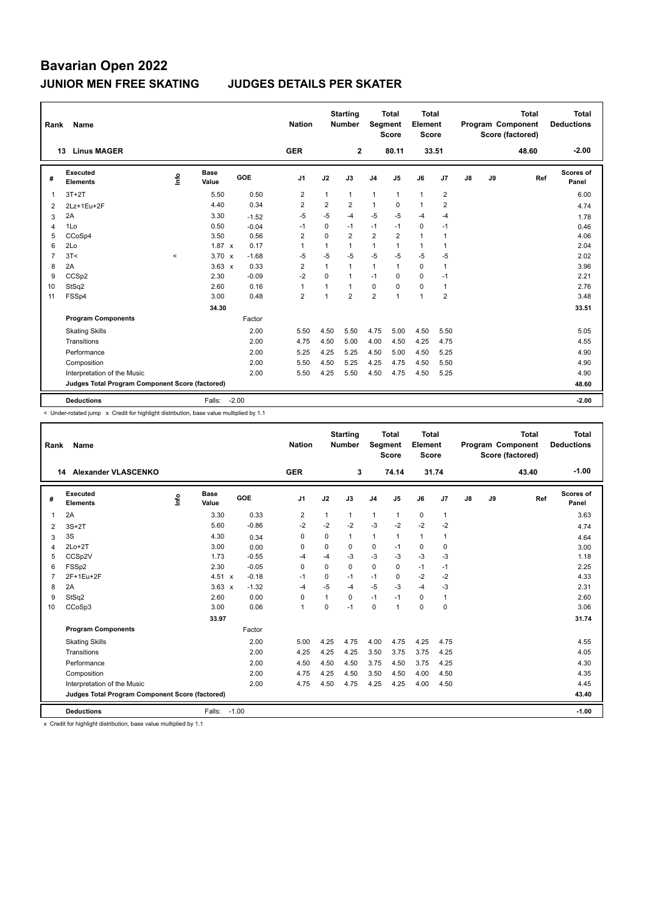# Bavarian Open 2022

## JUNIOR MEN FREE SKATING JUDGES DETAILS PER SKATER

| Rank | Name | Nation | Starting Number | Total Segment Score | Total Element Score | Total Program Component Score (factored) | Total Deductions |
|---|---|---|---|---|---|---|---|
| 13 | Linus MAGER | GER | 2 | 80.11 | 33.51 | 48.60 | -2.00 |

| # | Executed Elements | Info | Base Value | | GOE | J1 | J2 | J3 | J4 | J5 | J6 | J7 | J8 | J9 | Ref | Scores of Panel |
|---|---|---|---|---|---|---|---|---|---|---|---|---|---|---|---|---|
| 1 | 3T+2T | | 5.50 | | 0.50 | 2 | 1 | 1 | 1 | 1 | 1 | 2 | | | | 6.00 |
| 2 | 2Lz+1Eu+2F | | 4.40 | | 0.34 | 2 | 2 | 2 | 1 | 0 | 1 | 2 | | | | 4.74 |
| 3 | 2A | | 3.30 | | -1.52 | -5 | -5 | -4 | -5 | -5 | -4 | -4 | | | | 1.78 |
| 4 | 1Lo | | 0.50 | | -0.04 | -1 | 0 | -1 | -1 | -1 | 0 | -1 | | | | 0.46 |
| 5 | CCoSp4 | | 3.50 | | 0.56 | 2 | 0 | 2 | 2 | 2 | 1 | 1 | | | | 4.06 |
| 6 | 2Lo | | 1.87 | x | 0.17 | 1 | 1 | 1 | 1 | 1 | 1 | 1 | | | | 2.04 |
| 7 | 3T< | < | 3.70 | x | -1.68 | -5 | -5 | -5 | -5 | -5 | -5 | -5 | | | | 2.02 |
| 8 | 2A | | 3.63 | x | 0.33 | 2 | 1 | 1 | 1 | 1 | 0 | 1 | | | | 3.96 |
| 9 | CCSp2 | | 2.30 | | -0.09 | -2 | 0 | 1 | -1 | 0 | 0 | -1 | | | | 2.21 |
| 10 | StSq2 | | 2.60 | | 0.16 | 1 | 1 | 1 | 0 | 0 | 0 | 1 | | | | 2.76 |
| 11 | FSSp4 | | 3.00 | | 0.48 | 2 | 1 | 2 | 2 | 1 | 1 | 2 | | | | 3.48 |
| | | | 34.30 | | | | | | | | | | | | | 33.51 |
| | **Program Components** | | | | Factor | | | | | | | | | | | |
| | Skating Skills | | | | 2.00 | 5.50 | 4.50 | 5.50 | 4.75 | 5.00 | 4.50 | 5.50 | | | | 5.05 |
| | Transitions | | | | 2.00 | 4.75 | 4.50 | 5.00 | 4.00 | 4.50 | 4.25 | 4.75 | | | | 4.55 |
| | Performance | | | | 2.00 | 5.25 | 4.25 | 5.25 | 4.50 | 5.00 | 4.50 | 5.25 | | | | 4.90 |
| | Composition | | | | 2.00 | 5.50 | 4.50 | 5.25 | 4.25 | 4.75 | 4.50 | 5.50 | | | | 4.90 |
| | Interpretation of the Music | | | | 2.00 | 5.50 | 4.25 | 5.50 | 4.50 | 4.75 | 4.50 | 5.25 | | | | 4.90 |
| | **Judges Total Program Component Score (factored)** | | | | | | | | | | | | | | | 48.60 |
| | **Deductions** | | Falls: | | -2.00 | | | | | | | | | | | -2.00 |

< Under-rotated jump x Credit for highlight distribution, base value multiplied by 1.1

| Rank | Name | Nation | Starting Number | Total Segment Score | Total Element Score | Total Program Component Score (factored) | Total Deductions |
|---|---|---|---|---|---|---|---|
| 14 | Alexander VLASCENKO | GER | 3 | 74.14 | 31.74 | 43.40 | -1.00 |

| # | Executed Elements | Info | Base Value | | GOE | J1 | J2 | J3 | J4 | J5 | J6 | J7 | J8 | J9 | Ref | Scores of Panel |
|---|---|---|---|---|---|---|---|---|---|---|---|---|---|---|---|---|
| 1 | 2A | | 3.30 | | 0.33 | 2 | 1 | 1 | 1 | 1 | 0 | 1 | | | | 3.63 |
| 2 | 3S+2T | | 5.60 | | -0.86 | -2 | -2 | -2 | -3 | -2 | -2 | -2 | | | | 4.74 |
| 3 | 3S | | 4.30 | | 0.34 | 0 | 0 | 1 | 1 | 1 | 1 | 1 | | | | 4.64 |
| 4 | 2Lo+2T | | 3.00 | | 0.00 | 0 | 0 | 0 | 0 | -1 | 0 | 0 | | | | 3.00 |
| 5 | CCSp2V | | 1.73 | | -0.55 | -4 | -4 | -3 | -3 | -3 | -3 | -3 | | | | 1.18 |
| 6 | FSSp2 | | 2.30 | | -0.05 | 0 | 0 | 0 | 0 | 0 | -1 | -1 | | | | 2.25 |
| 7 | 2F+1Eu+2F | | 4.51 | x | -0.18 | -1 | 0 | -1 | -1 | 0 | -2 | -2 | | | | 4.33 |
| 8 | 2A | | 3.63 | x | -1.32 | -4 | -5 | -4 | -5 | -3 | -4 | -3 | | | | 2.31 |
| 9 | StSq2 | | 2.60 | | 0.00 | 0 | 1 | 0 | -1 | -1 | 0 | 1 | | | | 2.60 |
| 10 | CCoSp3 | | 3.00 | | 0.06 | 1 | 0 | -1 | 0 | 1 | 0 | 0 | | | | 3.06 |
| | | | 33.97 | | | | | | | | | | | | | 31.74 |
| | **Program Components** | | | | Factor | | | | | | | | | | | |
| | Skating Skills | | | | 2.00 | 5.00 | 4.25 | 4.75 | 4.00 | 4.75 | 4.25 | 4.75 | | | | 4.55 |
| | Transitions | | | | 2.00 | 4.25 | 4.25 | 4.25 | 3.50 | 3.75 | 3.75 | 4.25 | | | | 4.05 |
| | Performance | | | | 2.00 | 4.50 | 4.50 | 4.50 | 3.75 | 4.50 | 3.75 | 4.25 | | | | 4.30 |
| | Composition | | | | 2.00 | 4.75 | 4.25 | 4.50 | 3.50 | 4.50 | 4.00 | 4.50 | | | | 4.35 |
| | Interpretation of the Music | | | | 2.00 | 4.75 | 4.50 | 4.75 | 4.25 | 4.25 | 4.00 | 4.50 | | | | 4.45 |
| | **Judges Total Program Component Score (factored)** | | | | | | | | | | | | | | | 43.40 |
| | **Deductions** | | Falls: | | -1.00 | | | | | | | | | | | -1.00 |

x Credit for highlight distribution, base value multiplied by 1.1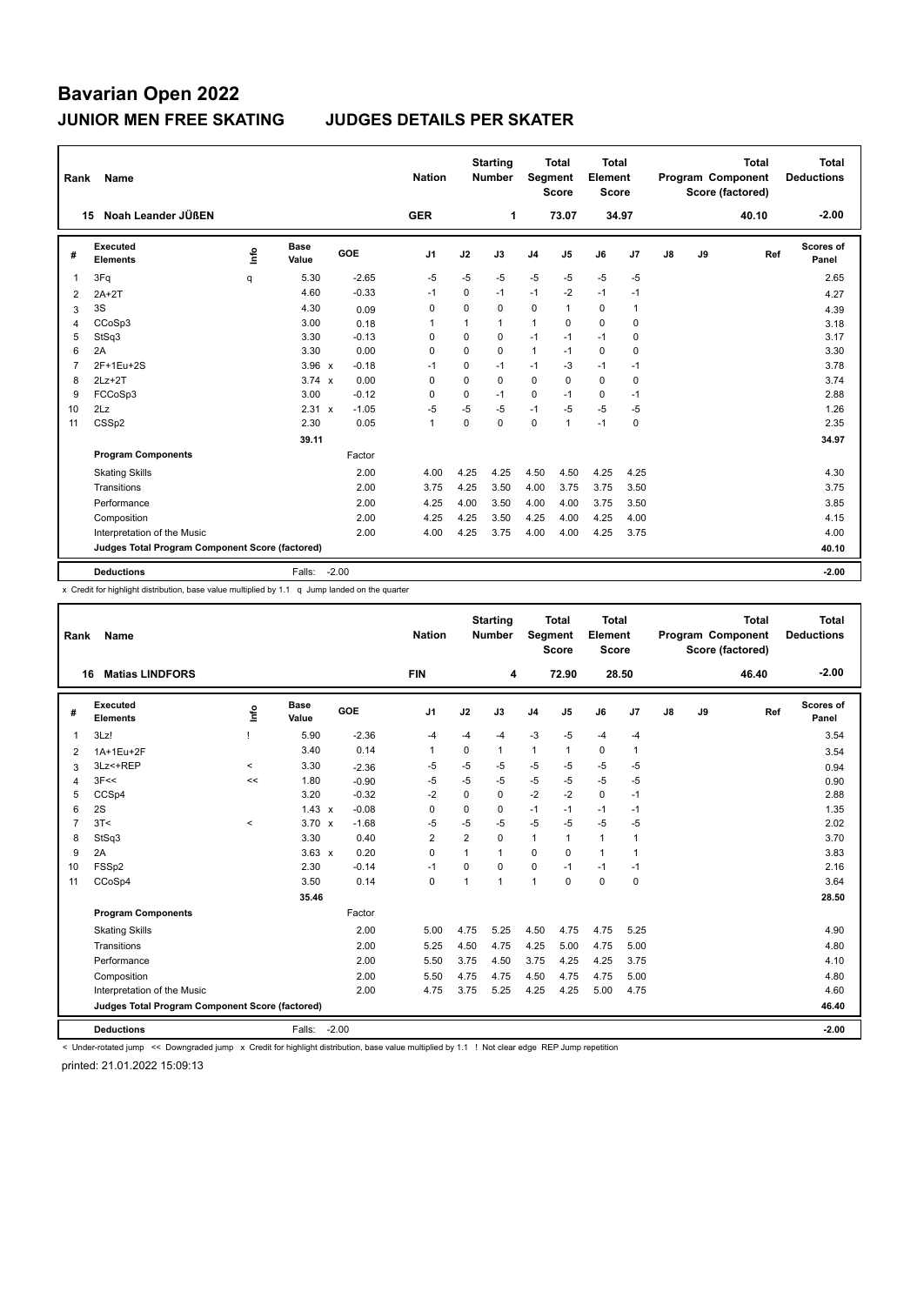# Bavarian Open 2022

## JUNIOR MEN FREE SKATING    JUDGES DETAILS PER SKATER

| Rank | Name | Nation | Starting Number | Total Segment Score | Total Element Score | Total Program Component Score (factored) | Total Deductions |
|---|---|---|---|---|---|---|---|
| 15 | Noah Leander JÜßEN | GER | 1 | 73.07 | 34.97 | 40.10 | -2.00 |

| # | Executed Elements | Info | Base Value | | GOE | J1 | J2 | J3 | J4 | J5 | J6 | J7 | J8 | J9 | Ref | Scores of Panel |
|---|---|---|---|---|---|---|---|---|---|---|---|---|---|---|---|---|
| 1 | 3Fq | q | 5.30 | | -2.65 | -5 | -5 | -5 | -5 | -5 | -5 | -5 | | | | 2.65 |
| 2 | 2A+2T | | 4.60 | | -0.33 | -1 | 0 | -1 | -1 | -2 | -1 | -1 | | | | 4.27 |
| 3 | 3S | | 4.30 | | 0.09 | 0 | 0 | 0 | 0 | 1 | 0 | 1 | | | | 4.39 |
| 4 | CCoSp3 | | 3.00 | | 0.18 | 1 | 1 | 1 | 1 | 0 | 0 | 0 | | | | 3.18 |
| 5 | StSq3 | | 3.30 | | -0.13 | 0 | 0 | 0 | -1 | -1 | -1 | 0 | | | | 3.17 |
| 6 | 2A | | 3.30 | | 0.00 | 0 | 0 | 0 | 1 | -1 | 0 | 0 | | | | 3.30 |
| 7 | 2F+1Eu+2S | | 3.96 | x | -0.18 | -1 | 0 | -1 | -1 | -3 | -1 | -1 | | | | 3.78 |
| 8 | 2Lz+2T | | 3.74 | x | 0.00 | 0 | 0 | 0 | 0 | 0 | 0 | 0 | | | | 3.74 |
| 9 | FCCoSp3 | | 3.00 | | -0.12 | 0 | 0 | -1 | 0 | -1 | 0 | -1 | | | | 2.88 |
| 10 | 2Lz | | 2.31 | x | -1.05 | -5 | -5 | -5 | -1 | -5 | -5 | -5 | | | | 1.26 |
| 11 | CSSp2 | | 2.30 | | 0.05 | 1 | 0 | 0 | 0 | 1 | -1 | 0 | | | | 2.35 |
| | | | 39.11 | | | | | | | | | | | | | 34.97 |
| | **Program Components** | | | | Factor | | | | | | | | | | | |
| | Skating Skills | | | | 2.00 | 4.00 | 4.25 | 4.25 | 4.50 | 4.50 | 4.25 | 4.25 | | | | 4.30 |
| | Transitions | | | | 2.00 | 3.75 | 4.25 | 3.50 | 4.00 | 3.75 | 3.75 | 3.50 | | | | 3.75 |
| | Performance | | | | 2.00 | 4.25 | 4.00 | 3.50 | 4.00 | 4.00 | 3.75 | 3.50 | | | | 3.85 |
| | Composition | | | | 2.00 | 4.25 | 4.25 | 3.50 | 4.25 | 4.00 | 4.25 | 4.00 | | | | 4.15 |
| | Interpretation of the Music | | | | 2.00 | 4.00 | 4.25 | 3.75 | 4.00 | 4.00 | 4.25 | 3.75 | | | | 4.00 |
| | **Judges Total Program Component Score (factored)** | | | | | | | | | | | | | | | 40.10 |
| | **Deductions** | | Falls: | | -2.00 | | | | | | | | | | | -2.00 |

x Credit for highlight distribution, base value multiplied by 1.1   q Jump landed on the quarter

| Rank | Name | Nation | Starting Number | Total Segment Score | Total Element Score | Total Program Component Score (factored) | Total Deductions |
|---|---|---|---|---|---|---|---|
| 16 | Matias LINDFORS | FIN | 4 | 72.90 | 28.50 | 46.40 | -2.00 |

| # | Executed Elements | Info | Base Value | | GOE | J1 | J2 | J3 | J4 | J5 | J6 | J7 | J8 | J9 | Ref | Scores of Panel |
|---|---|---|---|---|---|---|---|---|---|---|---|---|---|---|---|---|
| 1 | 3Lz! | ! | 5.90 | | -2.36 | -4 | -4 | -4 | -3 | -5 | -4 | -4 | | | | 3.54 |
| 2 | 1A+1Eu+2F | | 3.40 | | 0.14 | 1 | 0 | 1 | 1 | 1 | 0 | 1 | | | | 3.54 |
| 3 | 3Lz<+REP | < | 3.30 | | -2.36 | -5 | -5 | -5 | -5 | -5 | -5 | -5 | | | | 0.94 |
| 4 | 3F<< | << | 1.80 | | -0.90 | -5 | -5 | -5 | -5 | -5 | -5 | -5 | | | | 0.90 |
| 5 | CCSp4 | | 3.20 | | -0.32 | -2 | 0 | 0 | -2 | -2 | 0 | -1 | | | | 2.88 |
| 6 | 2S | | 1.43 | x | -0.08 | 0 | 0 | 0 | -1 | -1 | -1 | -1 | | | | 1.35 |
| 7 | 3T< | < | 3.70 | x | -1.68 | -5 | -5 | -5 | -5 | -5 | -5 | -5 | | | | 2.02 |
| 8 | StSq3 | | 3.30 | | 0.40 | 2 | 2 | 0 | 1 | 1 | 1 | 1 | | | | 3.70 |
| 9 | 2A | | 3.63 | x | 0.20 | 0 | 1 | 1 | 0 | 0 | 1 | 1 | | | | 3.83 |
| 10 | FSSp2 | | 2.30 | | -0.14 | -1 | 0 | 0 | 0 | -1 | -1 | -1 | | | | 2.16 |
| 11 | CCoSp4 | | 3.50 | | 0.14 | 0 | 1 | 1 | 1 | 0 | 0 | 0 | | | | 3.64 |
| | | | 35.46 | | | | | | | | | | | | | 28.50 |
| | **Program Components** | | | | Factor | | | | | | | | | | | |
| | Skating Skills | | | | 2.00 | 5.00 | 4.75 | 5.25 | 4.50 | 4.75 | 4.75 | 5.25 | | | | 4.90 |
| | Transitions | | | | 2.00 | 5.25 | 4.50 | 4.75 | 4.25 | 5.00 | 4.75 | 5.00 | | | | 4.80 |
| | Performance | | | | 2.00 | 5.50 | 3.75 | 4.50 | 3.75 | 4.25 | 4.25 | 3.75 | | | | 4.10 |
| | Composition | | | | 2.00 | 5.50 | 4.75 | 4.75 | 4.50 | 4.75 | 4.75 | 5.00 | | | | 4.80 |
| | Interpretation of the Music | | | | 2.00 | 4.75 | 3.75 | 5.25 | 4.25 | 4.25 | 5.00 | 4.75 | | | | 4.60 |
| | **Judges Total Program Component Score (factored)** | | | | | | | | | | | | | | | 46.40 |
| | **Deductions** | | Falls: | | -2.00 | | | | | | | | | | | -2.00 |

< Under-rotated jump   << Downgraded jump   x Credit for highlight distribution, base value multiplied by 1.1   ! Not clear edge   REP Jump repetition

printed: 21.01.2022 15:09:13